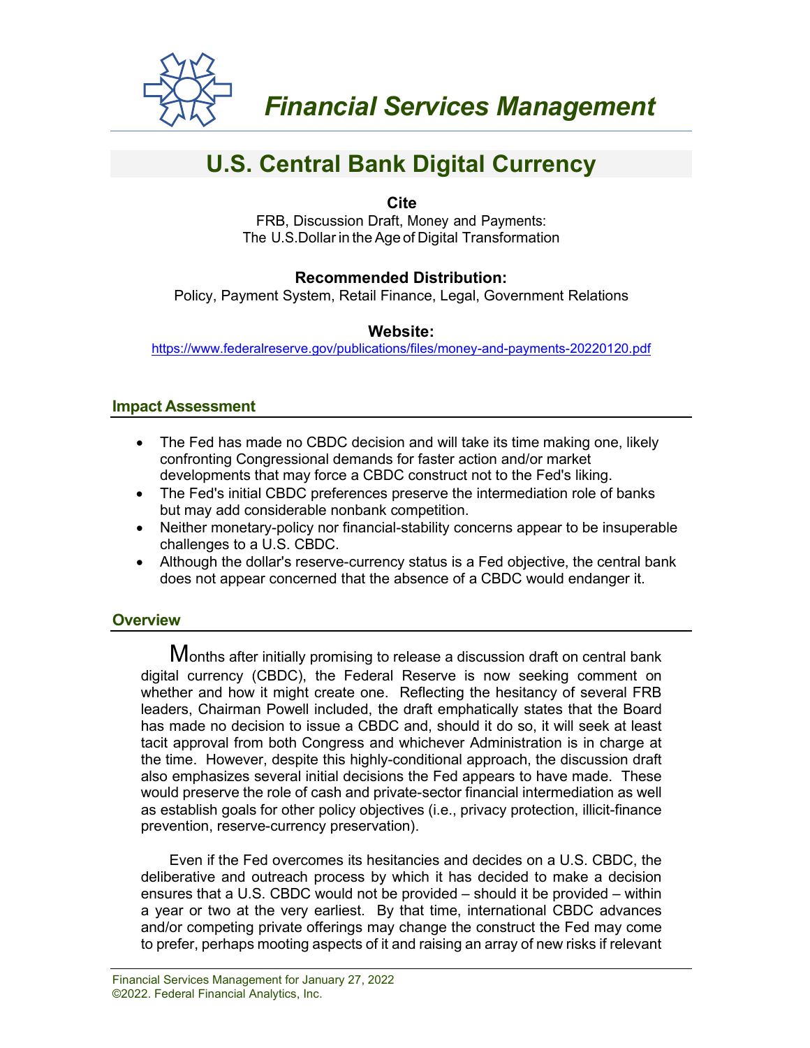# Financial Services Management

## U.S. Central Bank Digital Currency

**Cite**

FRB, Discussion Draft, Money and Payments:
The U.S.Dollar in the Age of Digital Transformation

**Recommended Distribution:**

Policy, Payment System, Retail Finance, Legal, Government Relations

**Website:**

https://www.federalreserve.gov/publications/files/money-and-payments-20220120.pdf

### Impact Assessment

- The Fed has made no CBDC decision and will take its time making one, likely confronting Congressional demands for faster action and/or market developments that may force a CBDC construct not to the Fed's liking.
- The Fed's initial CBDC preferences preserve the intermediation role of banks but may add considerable nonbank competition.
- Neither monetary-policy nor financial-stability concerns appear to be insuperable challenges to a U.S. CBDC.
- Although the dollar's reserve-currency status is a Fed objective, the central bank does not appear concerned that the absence of a CBDC would endanger it.

### Overview

Months after initially promising to release a discussion draft on central bank digital currency (CBDC), the Federal Reserve is now seeking comment on whether and how it might create one. Reflecting the hesitancy of several FRB leaders, Chairman Powell included, the draft emphatically states that the Board has made no decision to issue a CBDC and, should it do so, it will seek at least tacit approval from both Congress and whichever Administration is in charge at the time. However, despite this highly-conditional approach, the discussion draft also emphasizes several initial decisions the Fed appears to have made. These would preserve the role of cash and private-sector financial intermediation as well as establish goals for other policy objectives (i.e., privacy protection, illicit-finance prevention, reserve-currency preservation).

Even if the Fed overcomes its hesitancies and decides on a U.S. CBDC, the deliberative and outreach process by which it has decided to make a decision ensures that a U.S. CBDC would not be provided – should it be provided – within a year or two at the very earliest. By that time, international CBDC advances and/or competing private offerings may change the construct the Fed may come to prefer, perhaps mooting aspects of it and raising an array of new risks if relevant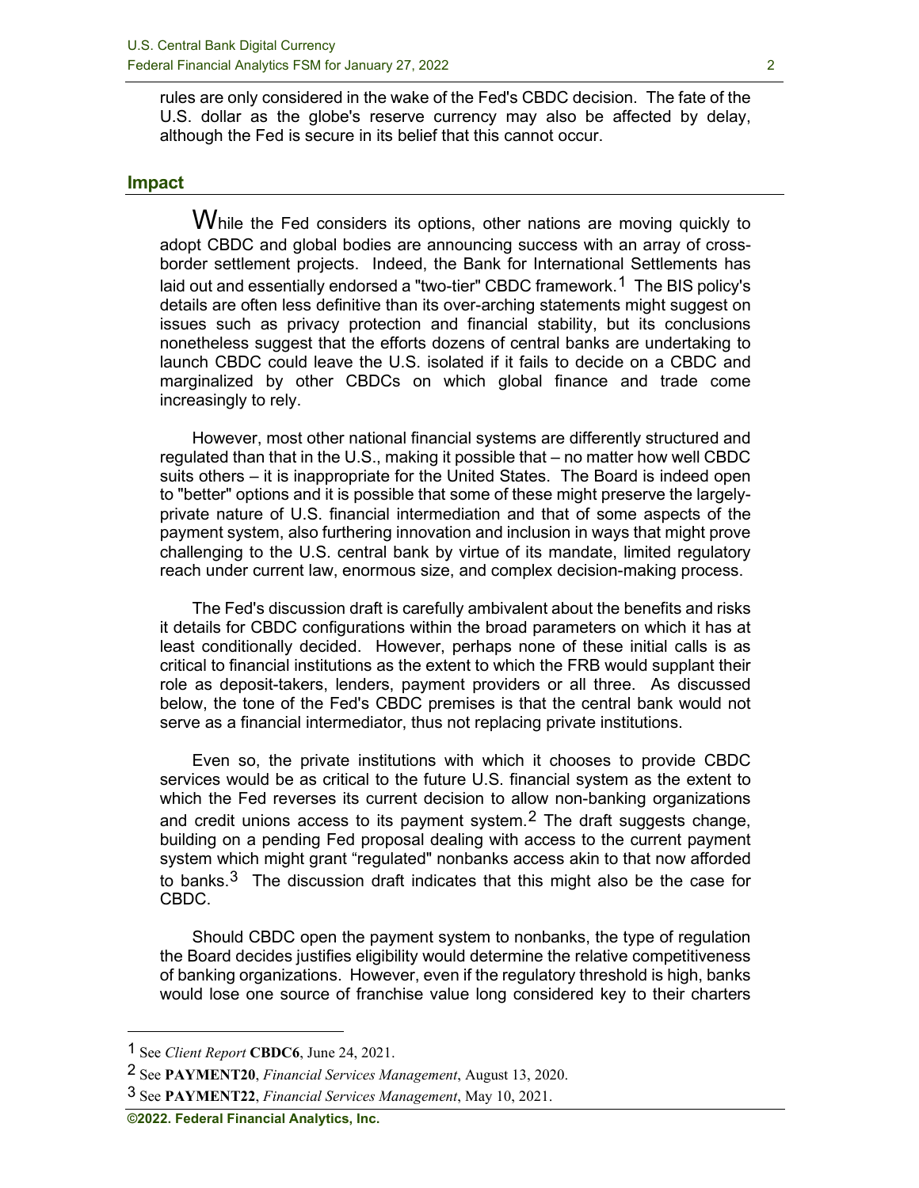rules are only considered in the wake of the Fed's CBDC decision. The fate of the U.S. dollar as the globe's reserve currency may also be affected by delay, although the Fed is secure in its belief that this cannot occur.

## Impact

While the Fed considers its options, other nations are moving quickly to adopt CBDC and global bodies are announcing success with an array of cross-border settlement projects. Indeed, the Bank for International Settlements has laid out and essentially endorsed a "two-tier" CBDC framework.[1] The BIS policy's details are often less definitive than its over-arching statements might suggest on issues such as privacy protection and financial stability, but its conclusions nonetheless suggest that the efforts dozens of central banks are undertaking to launch CBDC could leave the U.S. isolated if it fails to decide on a CBDC and marginalized by other CBDCs on which global finance and trade come increasingly to rely.

However, most other national financial systems are differently structured and regulated than that in the U.S., making it possible that – no matter how well CBDC suits others – it is inappropriate for the United States. The Board is indeed open to "better" options and it is possible that some of these might preserve the largely-private nature of U.S. financial intermediation and that of some aspects of the payment system, also furthering innovation and inclusion in ways that might prove challenging to the U.S. central bank by virtue of its mandate, limited regulatory reach under current law, enormous size, and complex decision-making process.

The Fed's discussion draft is carefully ambivalent about the benefits and risks it details for CBDC configurations within the broad parameters on which it has at least conditionally decided. However, perhaps none of these initial calls is as critical to financial institutions as the extent to which the FRB would supplant their role as deposit-takers, lenders, payment providers or all three. As discussed below, the tone of the Fed's CBDC premises is that the central bank would not serve as a financial intermediator, thus not replacing private institutions.

Even so, the private institutions with which it chooses to provide CBDC services would be as critical to the future U.S. financial system as the extent to which the Fed reverses its current decision to allow non-banking organizations and credit unions access to its payment system.[2] The draft suggests change, building on a pending Fed proposal dealing with access to the current payment system which might grant "regulated" nonbanks access akin to that now afforded to banks.[3] The discussion draft indicates that this might also be the case for CBDC.

Should CBDC open the payment system to nonbanks, the type of regulation the Board decides justifies eligibility would determine the relative competitiveness of banking organizations. However, even if the regulatory threshold is high, banks would lose one source of franchise value long considered key to their charters

---

[1] See *Client Report* **CBDC6**, June 24, 2021.

[2] See **PAYMENT20**, *Financial Services Management*, August 13, 2020.

[3] See **PAYMENT22**, *Financial Services Management*, May 10, 2021.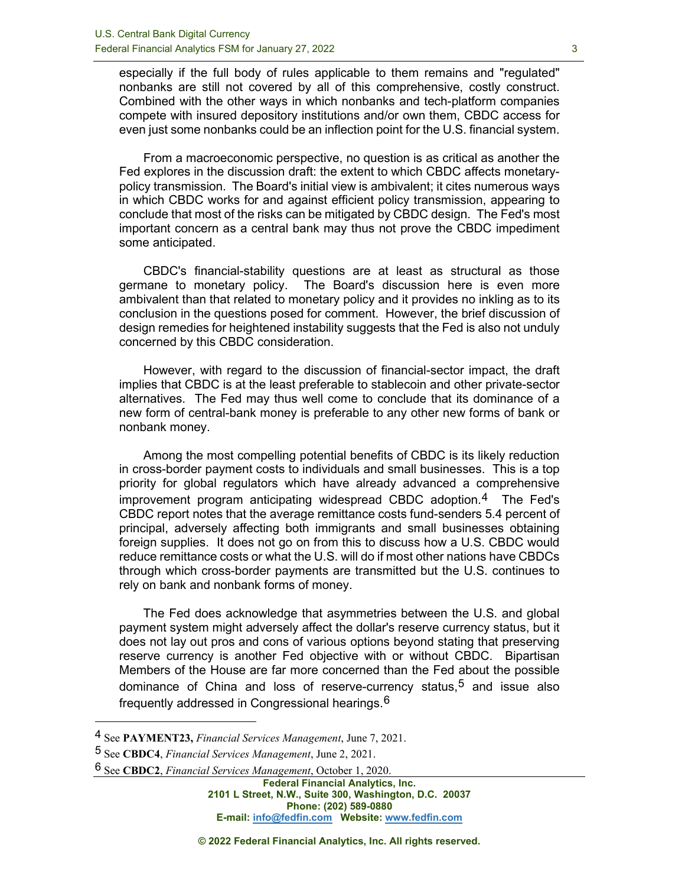especially if the full body of rules applicable to them remains and "regulated" nonbanks are still not covered by all of this comprehensive, costly construct. Combined with the other ways in which nonbanks and tech-platform companies compete with insured depository institutions and/or own them, CBDC access for even just some nonbanks could be an inflection point for the U.S. financial system.

From a macroeconomic perspective, no question is as critical as another the Fed explores in the discussion draft: the extent to which CBDC affects monetary-policy transmission. The Board's initial view is ambivalent; it cites numerous ways in which CBDC works for and against efficient policy transmission, appearing to conclude that most of the risks can be mitigated by CBDC design. The Fed's most important concern as a central bank may thus not prove the CBDC impediment some anticipated.

CBDC's financial-stability questions are at least as structural as those germane to monetary policy. The Board's discussion here is even more ambivalent than that related to monetary policy and it provides no inkling as to its conclusion in the questions posed for comment. However, the brief discussion of design remedies for heightened instability suggests that the Fed is also not unduly concerned by this CBDC consideration.

However, with regard to the discussion of financial-sector impact, the draft implies that CBDC is at the least preferable to stablecoin and other private-sector alternatives. The Fed may thus well come to conclude that its dominance of a new form of central-bank money is preferable to any other new forms of bank or nonbank money.

Among the most compelling potential benefits of CBDC is its likely reduction in cross-border payment costs to individuals and small businesses. This is a top priority for global regulators which have already advanced a comprehensive improvement program anticipating widespread CBDC adoption.[4] The Fed's CBDC report notes that the average remittance costs fund-senders 5.4 percent of principal, adversely affecting both immigrants and small businesses obtaining foreign supplies. It does not go on from this to discuss how a U.S. CBDC would reduce remittance costs or what the U.S. will do if most other nations have CBDCs through which cross-border payments are transmitted but the U.S. continues to rely on bank and nonbank forms of money.

The Fed does acknowledge that asymmetries between the U.S. and global payment system might adversely affect the dollar's reserve currency status, but it does not lay out pros and cons of various options beyond stating that preserving reserve currency is another Fed objective with or without CBDC. Bipartisan Members of the House are far more concerned than the Fed about the possible dominance of China and loss of reserve-currency status,[5] and issue also frequently addressed in Congressional hearings.[6]

---

[4] See **PAYMENT23,** *Financial Services Management*, June 7, 2021.

[5] See **CBDC4**, *Financial Services Management*, June 2, 2021.

[6] See **CBDC2**, *Financial Services Management*, October 1, 2020.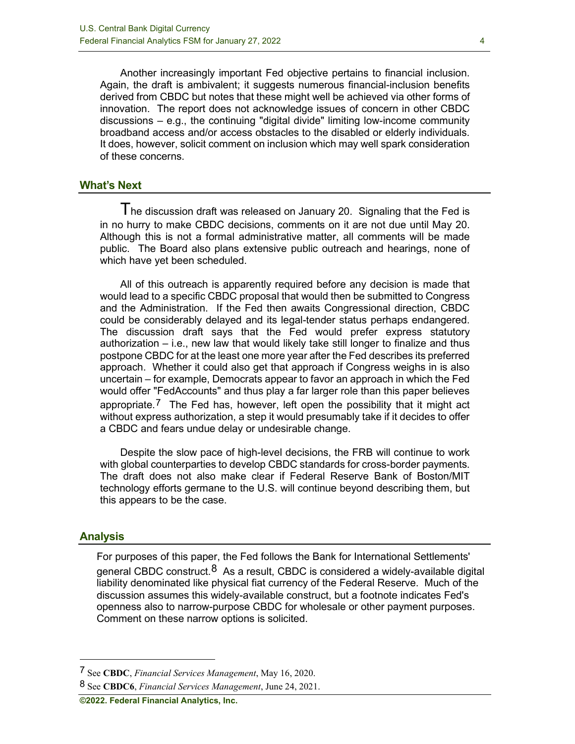Another increasingly important Fed objective pertains to financial inclusion. Again, the draft is ambivalent; it suggests numerous financial-inclusion benefits derived from CBDC but notes that these might well be achieved via other forms of innovation. The report does not acknowledge issues of concern in other CBDC discussions – e.g., the continuing "digital divide" limiting low-income community broadband access and/or access obstacles to the disabled or elderly individuals. It does, however, solicit comment on inclusion which may well spark consideration of these concerns.

## What's Next

The discussion draft was released on January 20. Signaling that the Fed is in no hurry to make CBDC decisions, comments on it are not due until May 20. Although this is not a formal administrative matter, all comments will be made public. The Board also plans extensive public outreach and hearings, none of which have yet been scheduled.

All of this outreach is apparently required before any decision is made that would lead to a specific CBDC proposal that would then be submitted to Congress and the Administration. If the Fed then awaits Congressional direction, CBDC could be considerably delayed and its legal-tender status perhaps endangered. The discussion draft says that the Fed would prefer express statutory authorization – i.e., new law that would likely take still longer to finalize and thus postpone CBDC for at the least one more year after the Fed describes its preferred approach. Whether it could also get that approach if Congress weighs in is also uncertain – for example, Democrats appear to favor an approach in which the Fed would offer "FedAccounts" and thus play a far larger role than this paper believes appropriate.[7] The Fed has, however, left open the possibility that it might act without express authorization, a step it would presumably take if it decides to offer a CBDC and fears undue delay or undesirable change.

Despite the slow pace of high-level decisions, the FRB will continue to work with global counterparties to develop CBDC standards for cross-border payments. The draft does not also make clear if Federal Reserve Bank of Boston/MIT technology efforts germane to the U.S. will continue beyond describing them, but this appears to be the case.

## Analysis

For purposes of this paper, the Fed follows the Bank for International Settlements' general CBDC construct.[8] As a result, CBDC is considered a widely-available digital liability denominated like physical fiat currency of the Federal Reserve. Much of the discussion assumes this widely-available construct, but a footnote indicates Fed's openness also to narrow-purpose CBDC for wholesale or other payment purposes. Comment on these narrow options is solicited.

---

[7] See **CBDC**, *Financial Services Management*, May 16, 2020.

[8] See **CBDC6**, *Financial Services Management*, June 24, 2021.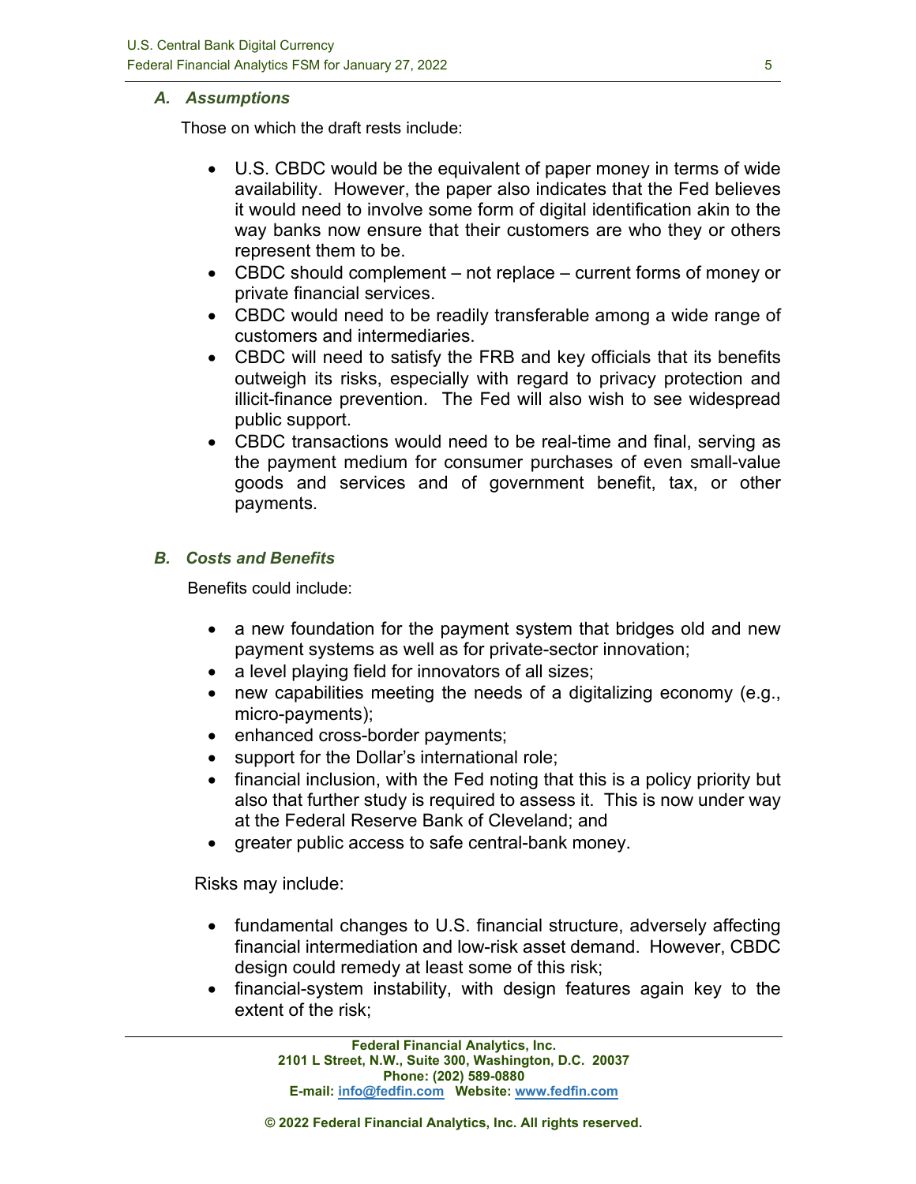### *A. Assumptions*

Those on which the draft rests include:

- U.S. CBDC would be the equivalent of paper money in terms of wide availability. However, the paper also indicates that the Fed believes it would need to involve some form of digital identification akin to the way banks now ensure that their customers are who they or others represent them to be.
- CBDC should complement – not replace – current forms of money or private financial services.
- CBDC would need to be readily transferable among a wide range of customers and intermediaries.
- CBDC will need to satisfy the FRB and key officials that its benefits outweigh its risks, especially with regard to privacy protection and illicit-finance prevention. The Fed will also wish to see widespread public support.
- CBDC transactions would need to be real-time and final, serving as the payment medium for consumer purchases of even small-value goods and services and of government benefit, tax, or other payments.

### *B. Costs and Benefits*

Benefits could include:

- a new foundation for the payment system that bridges old and new payment systems as well as for private-sector innovation;
- a level playing field for innovators of all sizes;
- new capabilities meeting the needs of a digitalizing economy (e.g., micro-payments);
- enhanced cross-border payments;
- support for the Dollar's international role;
- financial inclusion, with the Fed noting that this is a policy priority but also that further study is required to assess it. This is now under way at the Federal Reserve Bank of Cleveland; and
- greater public access to safe central-bank money.

Risks may include:

- fundamental changes to U.S. financial structure, adversely affecting financial intermediation and low-risk asset demand. However, CBDC design could remedy at least some of this risk;
- financial-system instability, with design features again key to the extent of the risk;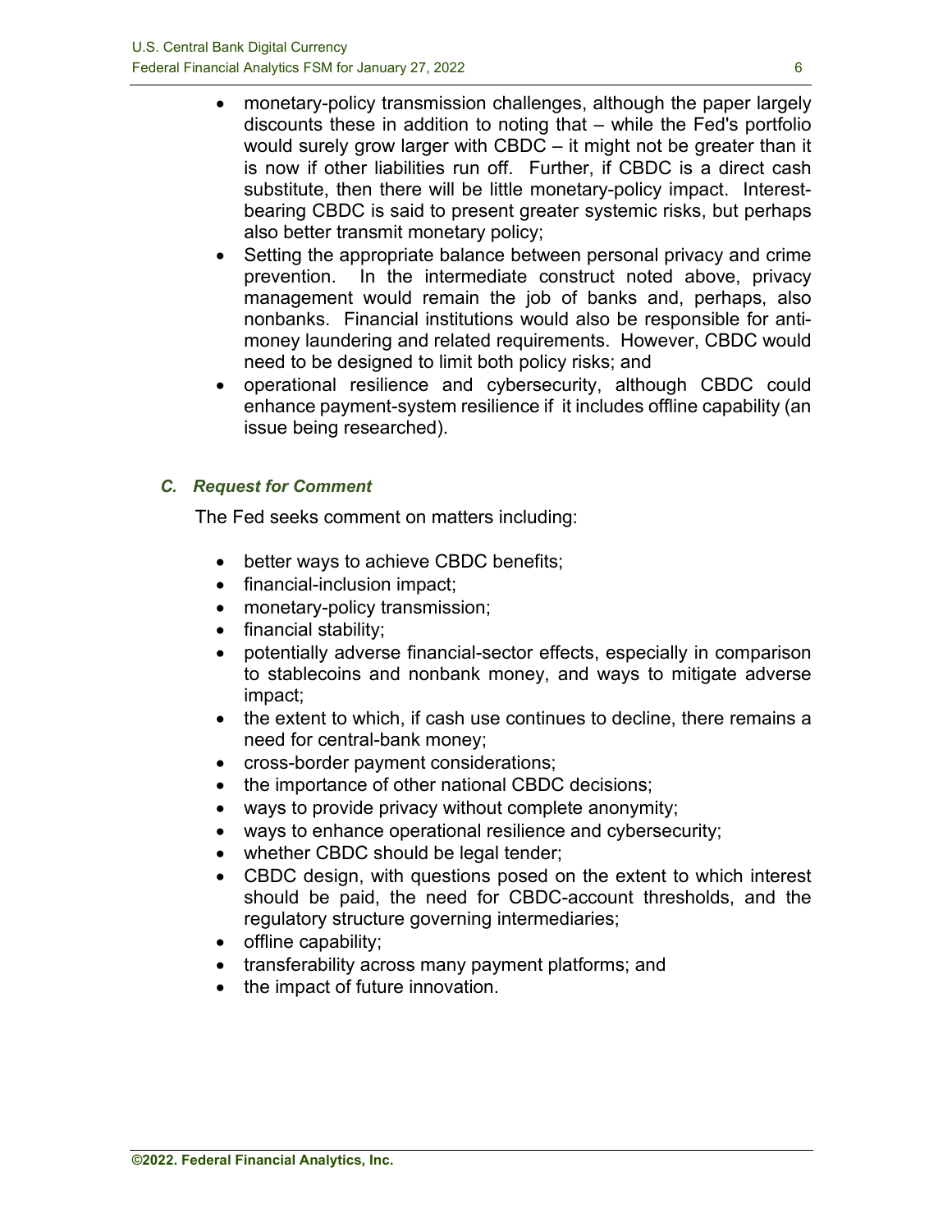- monetary-policy transmission challenges, although the paper largely discounts these in addition to noting that – while the Fed's portfolio would surely grow larger with CBDC – it might not be greater than it is now if other liabilities run off. Further, if CBDC is a direct cash substitute, then there will be little monetary-policy impact. Interest-bearing CBDC is said to present greater systemic risks, but perhaps also better transmit monetary policy;
- Setting the appropriate balance between personal privacy and crime prevention. In the intermediate construct noted above, privacy management would remain the job of banks and, perhaps, also nonbanks. Financial institutions would also be responsible for anti-money laundering and related requirements. However, CBDC would need to be designed to limit both policy risks; and
- operational resilience and cybersecurity, although CBDC could enhance payment-system resilience if it includes offline capability (an issue being researched).

### *C. Request for Comment*

The Fed seeks comment on matters including:

- better ways to achieve CBDC benefits;
- financial-inclusion impact;
- monetary-policy transmission;
- financial stability;
- potentially adverse financial-sector effects, especially in comparison to stablecoins and nonbank money, and ways to mitigate adverse impact;
- the extent to which, if cash use continues to decline, there remains a need for central-bank money;
- cross-border payment considerations;
- the importance of other national CBDC decisions;
- ways to provide privacy without complete anonymity;
- ways to enhance operational resilience and cybersecurity;
- whether CBDC should be legal tender;
- CBDC design, with questions posed on the extent to which interest should be paid, the need for CBDC-account thresholds, and the regulatory structure governing intermediaries;
- offline capability;
- transferability across many payment platforms; and
- the impact of future innovation.